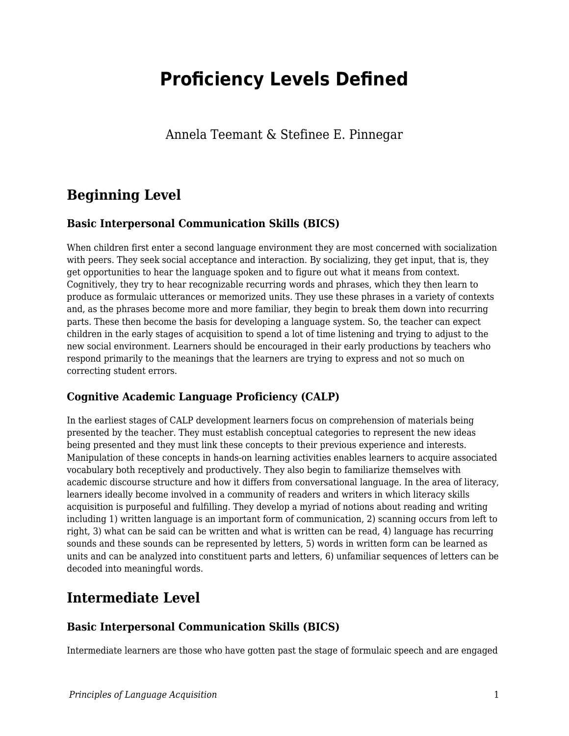# Proficiency Levels Defined

Annela Teemant & Stefinee E. Pinnegar

## Beginning Level

### Basic Interpersonal Communication Skills (BICS)

When children first enter a second language environment they are most concerned with socialization with peers. They seek social acceptance and interaction. By socializing, they get input, that is, they get opportunities to hear the language spoken and to figure out what it means from context. Cognitively, they try to hear recognizable recurring words and phrases, which they then learn to produce as formulaic utterances or memorized units. They use these phrases in a variety of contexts and, as the phrases become more and more familiar, they begin to break them down into recurring parts. These then become the basis for developing a language system. So, the teacher can expect children in the early stages of acquisition to spend a lot of time listening and trying to adjust to the new social environment. Learners should be encouraged in their early productions by teachers who respond primarily to the meanings that the learners are trying to express and not so much on correcting student errors.

### Cognitive Academic Language Proficiency (CALP)

In the earliest stages of CALP development learners focus on comprehension of materials being presented by the teacher. They must establish conceptual categories to represent the new ideas being presented and they must link these concepts to their previous experience and interests. Manipulation of these concepts in hands-on learning activities enables learners to acquire associated vocabulary both receptively and productively. They also begin to familiarize themselves with academic discourse structure and how it differs from conversational language. In the area of literacy, learners ideally become involved in a community of readers and writers in which literacy skills acquisition is purposeful and fulfilling. They develop a myriad of notions about reading and writing including 1) written language is an important form of communication, 2) scanning occurs from left to right, 3) what can be said can be written and what is written can be read, 4) language has recurring sounds and these sounds can be represented by letters, 5) words in written form can be learned as units and can be analyzed into constituent parts and letters, 6) unfamiliar sequences of letters can be decoded into meaningful words.

## Intermediate Level

### Basic Interpersonal Communication Skills (BICS)

Intermediate learners are those who have gotten past the stage of formulaic speech and are engaged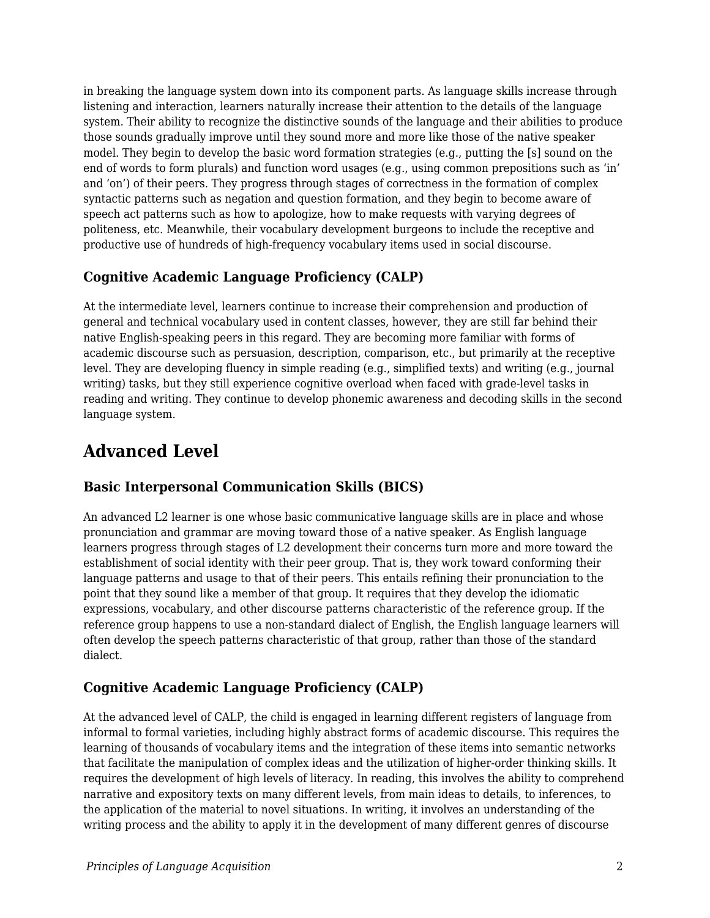in breaking the language system down into its component parts. As language skills increase through listening and interaction, learners naturally increase their attention to the details of the language system. Their ability to recognize the distinctive sounds of the language and their abilities to produce those sounds gradually improve until they sound more and more like those of the native speaker model. They begin to develop the basic word formation strategies (e.g., putting the [s] sound on the end of words to form plurals) and function word usages (e.g., using common prepositions such as 'in' and 'on') of their peers. They progress through stages of correctness in the formation of complex syntactic patterns such as negation and question formation, and they begin to become aware of speech act patterns such as how to apologize, how to make requests with varying degrees of politeness, etc. Meanwhile, their vocabulary development burgeons to include the receptive and productive use of hundreds of high-frequency vocabulary items used in social discourse.

### Cognitive Academic Language Proficiency (CALP)

At the intermediate level, learners continue to increase their comprehension and production of general and technical vocabulary used in content classes, however, they are still far behind their native English-speaking peers in this regard. They are becoming more familiar with forms of academic discourse such as persuasion, description, comparison, etc., but primarily at the receptive level. They are developing fluency in simple reading (e.g., simplified texts) and writing (e.g., journal writing) tasks, but they still experience cognitive overload when faced with grade-level tasks in reading and writing. They continue to develop phonemic awareness and decoding skills in the second language system.

## Advanced Level

### Basic Interpersonal Communication Skills (BICS)

An advanced L2 learner is one whose basic communicative language skills are in place and whose pronunciation and grammar are moving toward those of a native speaker. As English language learners progress through stages of L2 development their concerns turn more and more toward the establishment of social identity with their peer group. That is, they work toward conforming their language patterns and usage to that of their peers. This entails refining their pronunciation to the point that they sound like a member of that group. It requires that they develop the idiomatic expressions, vocabulary, and other discourse patterns characteristic of the reference group. If the reference group happens to use a non-standard dialect of English, the English language learners will often develop the speech patterns characteristic of that group, rather than those of the standard dialect.

### Cognitive Academic Language Proficiency (CALP)

At the advanced level of CALP, the child is engaged in learning different registers of language from informal to formal varieties, including highly abstract forms of academic discourse. This requires the learning of thousands of vocabulary items and the integration of these items into semantic networks that facilitate the manipulation of complex ideas and the utilization of higher-order thinking skills. It requires the development of high levels of literacy. In reading, this involves the ability to comprehend narrative and expository texts on many different levels, from main ideas to details, to inferences, to the application of the material to novel situations. In writing, it involves an understanding of the writing process and the ability to apply it in the development of many different genres of discourse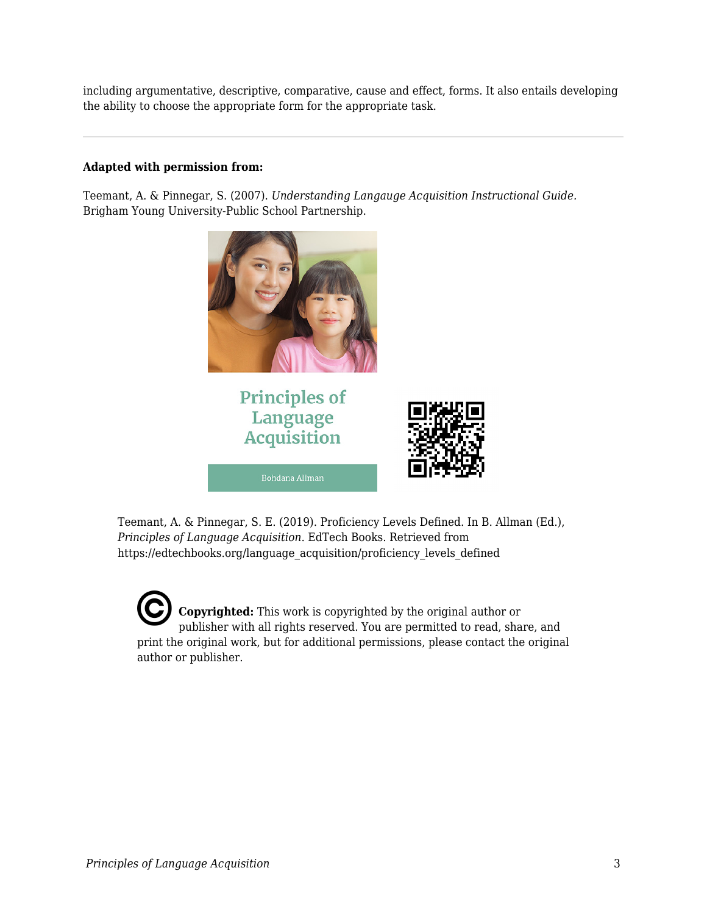including argumentative, descriptive, comparative, cause and effect, forms. It also entails developing the ability to choose the appropriate form for the appropriate task.

---

**Adapted with permission from:**

Teemant, A. & Pinnegar, S. (2007). *Understanding Langauge Acquisition Instructional Guide.* Brigham Young University-Public School Partnership.

Principles of Language Acquisition

Bohdana Allman

Teemant, A. & Pinnegar, S. E. (2019). Proficiency Levels Defined. In B. Allman (Ed.), *Principles of Language Acquisition*. EdTech Books. Retrieved from https://edtechbooks.org/language_acquisition/proficiency_levels_defined

**Copyrighted:** This work is copyrighted by the original author or publisher with all rights reserved. You are permitted to read, share, and print the original work, but for additional permissions, please contact the original author or publisher.